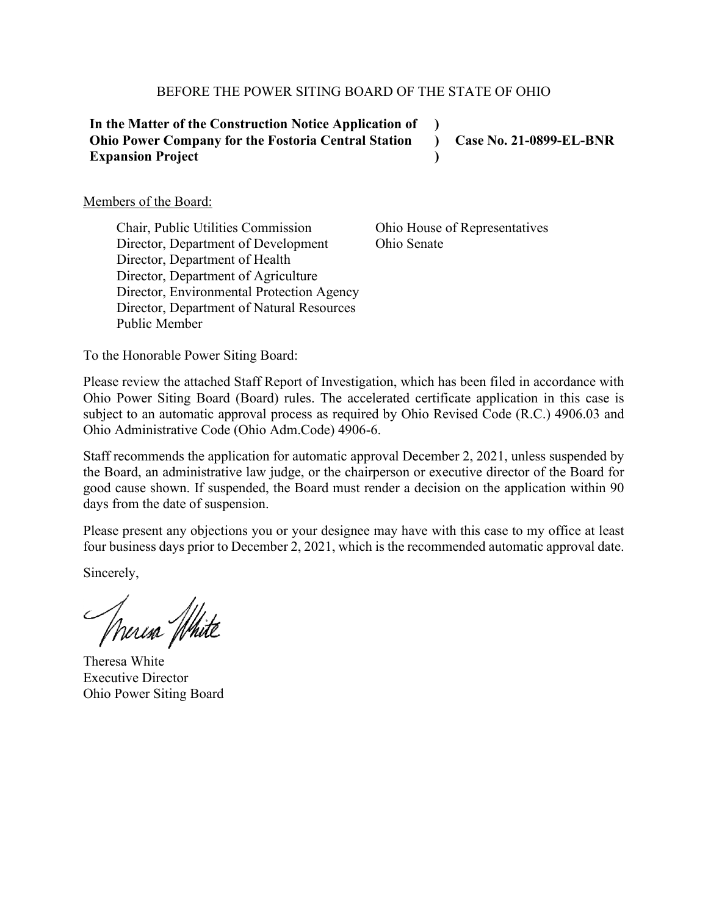BEFORE THE POWER SITING BOARD OF THE STATE OF OHIO

| | | |
|---|---|---|
| **In the Matter of the Construction Notice Application of Ohio Power Company for the Fostoria Central Station Expansion Project** | **)<br>)<br>)** | **Case No. 21-0899-EL-BNR** |

Members of the Board:

Chair, Public Utilities Commission
Director, Department of Development
Director, Department of Health
Director, Department of Agriculture
Director, Environmental Protection Agency
Director, Department of Natural Resources
Public Member
Ohio House of Representatives
Ohio Senate

To the Honorable Power Siting Board:

Please review the attached Staff Report of Investigation, which has been filed in accordance with Ohio Power Siting Board (Board) rules. The accelerated certificate application in this case is subject to an automatic approval process as required by Ohio Revised Code (R.C.) 4906.03 and Ohio Administrative Code (Ohio Adm.Code) 4906-6.

Staff recommends the application for automatic approval December 2, 2021, unless suspended by the Board, an administrative law judge, or the chairperson or executive director of the Board for good cause shown. If suspended, the Board must render a decision on the application within 90 days from the date of suspension.

Please present any objections you or your designee may have with this case to my office at least four business days prior to December 2, 2021, which is the recommended automatic approval date.

Sincerely,

Theresa White
Executive Director
Ohio Power Siting Board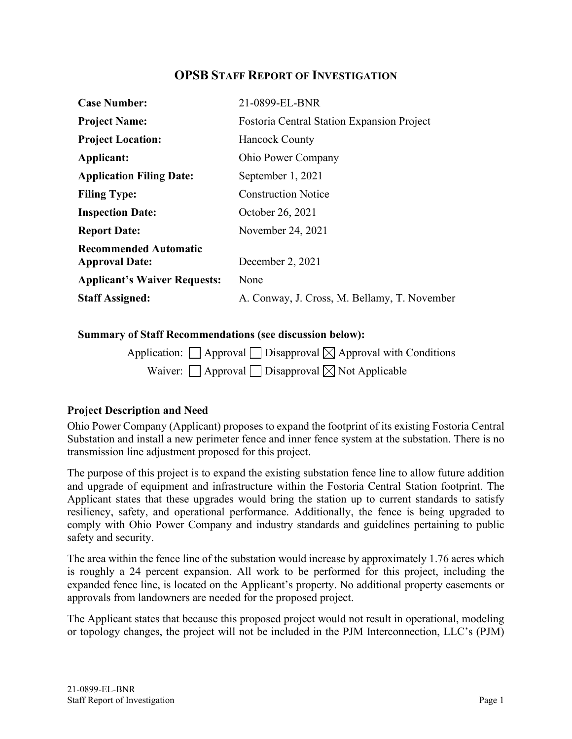# OPSB STAFF REPORT OF INVESTIGATION

| | |
|---|---|
| **Case Number:** | 21-0899-EL-BNR |
| **Project Name:** | Fostoria Central Station Expansion Project |
| **Project Location:** | Hancock County |
| **Applicant:** | Ohio Power Company |
| **Application Filing Date:** | September 1, 2021 |
| **Filing Type:** | Construction Notice |
| **Inspection Date:** | October 26, 2021 |
| **Report Date:** | November 24, 2021 |
| **Recommended Automatic Approval Date:** | December 2, 2021 |
| **Applicant's Waiver Requests:** | None |
| **Staff Assigned:** | A. Conway, J. Cross, M. Bellamy, T. November |

**Summary of Staff Recommendations (see discussion below):**

Application: ☐ Approval ☐ Disapproval ☒ Approval with Conditions

Waiver: ☐ Approval ☐ Disapproval ☒ Not Applicable

### Project Description and Need

Ohio Power Company (Applicant) proposes to expand the footprint of its existing Fostoria Central Substation and install a new perimeter fence and inner fence system at the substation. There is no transmission line adjustment proposed for this project.

The purpose of this project is to expand the existing substation fence line to allow future addition and upgrade of equipment and infrastructure within the Fostoria Central Station footprint. The Applicant states that these upgrades would bring the station up to current standards to satisfy resiliency, safety, and operational performance. Additionally, the fence is being upgraded to comply with Ohio Power Company and industry standards and guidelines pertaining to public safety and security.

The area within the fence line of the substation would increase by approximately 1.76 acres which is roughly a 24 percent expansion. All work to be performed for this project, including the expanded fence line, is located on the Applicant's property. No additional property easements or approvals from landowners are needed for the proposed project.

The Applicant states that because this proposed project would not result in operational, modeling or topology changes, the project will not be included in the PJM Interconnection, LLC's (PJM)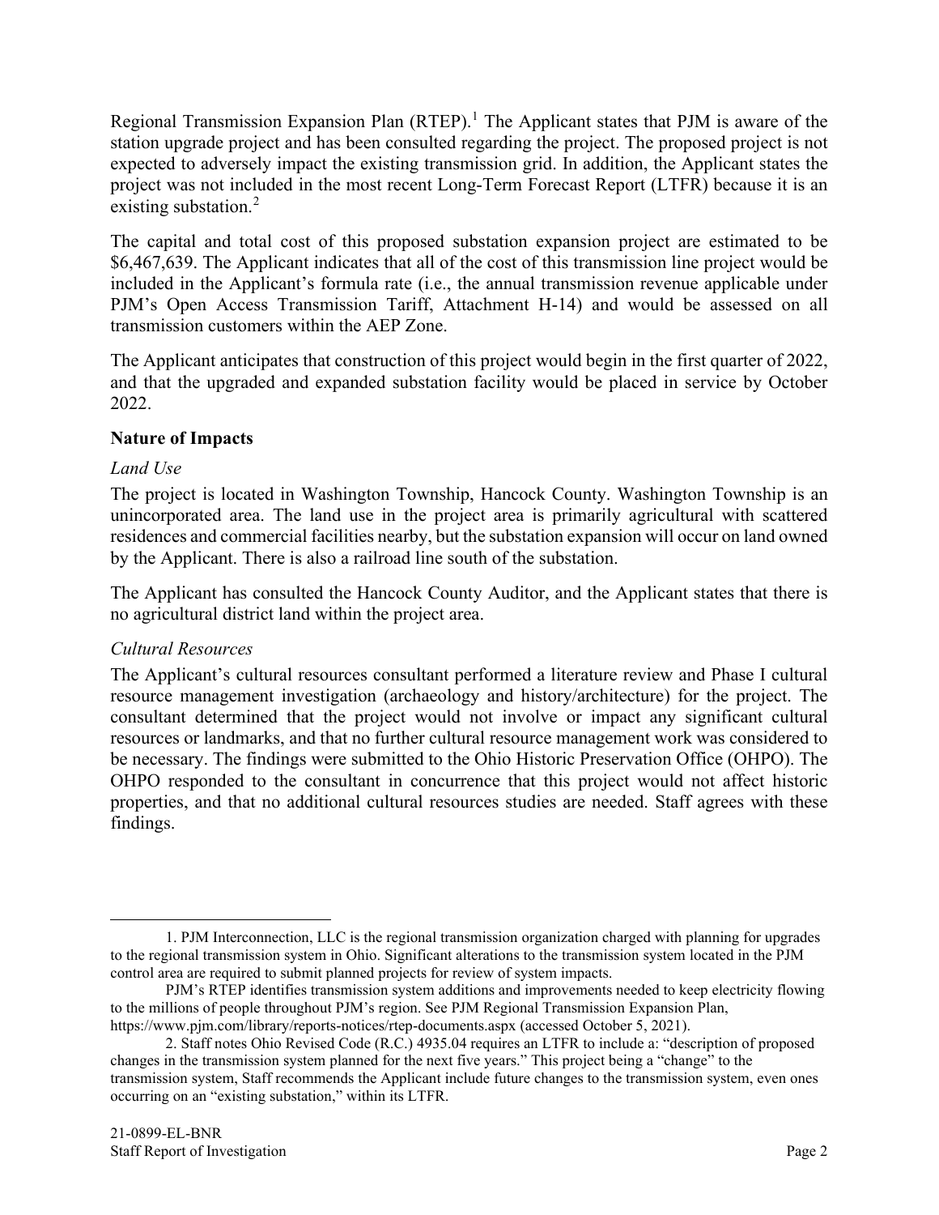Regional Transmission Expansion Plan (RTEP).[1] The Applicant states that PJM is aware of the station upgrade project and has been consulted regarding the project. The proposed project is not expected to adversely impact the existing transmission grid. In addition, the Applicant states the project was not included in the most recent Long-Term Forecast Report (LTFR) because it is an existing substation.[2]

The capital and total cost of this proposed substation expansion project are estimated to be $6,467,639. The Applicant indicates that all of the cost of this transmission line project would be included in the Applicant's formula rate (i.e., the annual transmission revenue applicable under PJM's Open Access Transmission Tariff, Attachment H-14) and would be assessed on all transmission customers within the AEP Zone.

The Applicant anticipates that construction of this project would begin in the first quarter of 2022, and that the upgraded and expanded substation facility would be placed in service by October 2022.

**Nature of Impacts**

*Land Use*

The project is located in Washington Township, Hancock County. Washington Township is an unincorporated area. The land use in the project area is primarily agricultural with scattered residences and commercial facilities nearby, but the substation expansion will occur on land owned by the Applicant. There is also a railroad line south of the substation.

The Applicant has consulted the Hancock County Auditor, and the Applicant states that there is no agricultural district land within the project area.

*Cultural Resources*

The Applicant's cultural resources consultant performed a literature review and Phase I cultural resource management investigation (archaeology and history/architecture) for the project. The consultant determined that the project would not involve or impact any significant cultural resources or landmarks, and that no further cultural resource management work was considered to be necessary. The findings were submitted to the Ohio Historic Preservation Office (OHPO). The OHPO responded to the consultant in concurrence that this project would not affect historic properties, and that no additional cultural resources studies are needed. Staff agrees with these findings.

---

1. PJM Interconnection, LLC is the regional transmission organization charged with planning for upgrades to the regional transmission system in Ohio. Significant alterations to the transmission system located in the PJM control area are required to submit planned projects for review of system impacts.

PJM's RTEP identifies transmission system additions and improvements needed to keep electricity flowing to the millions of people throughout PJM's region. See PJM Regional Transmission Expansion Plan, https://www.pjm.com/library/reports-notices/rtep-documents.aspx (accessed October 5, 2021).

2. Staff notes Ohio Revised Code (R.C.) 4935.04 requires an LTFR to include a: "description of proposed changes in the transmission system planned for the next five years." This project being a "change" to the transmission system, Staff recommends the Applicant include future changes to the transmission system, even ones occurring on an "existing substation," within its LTFR.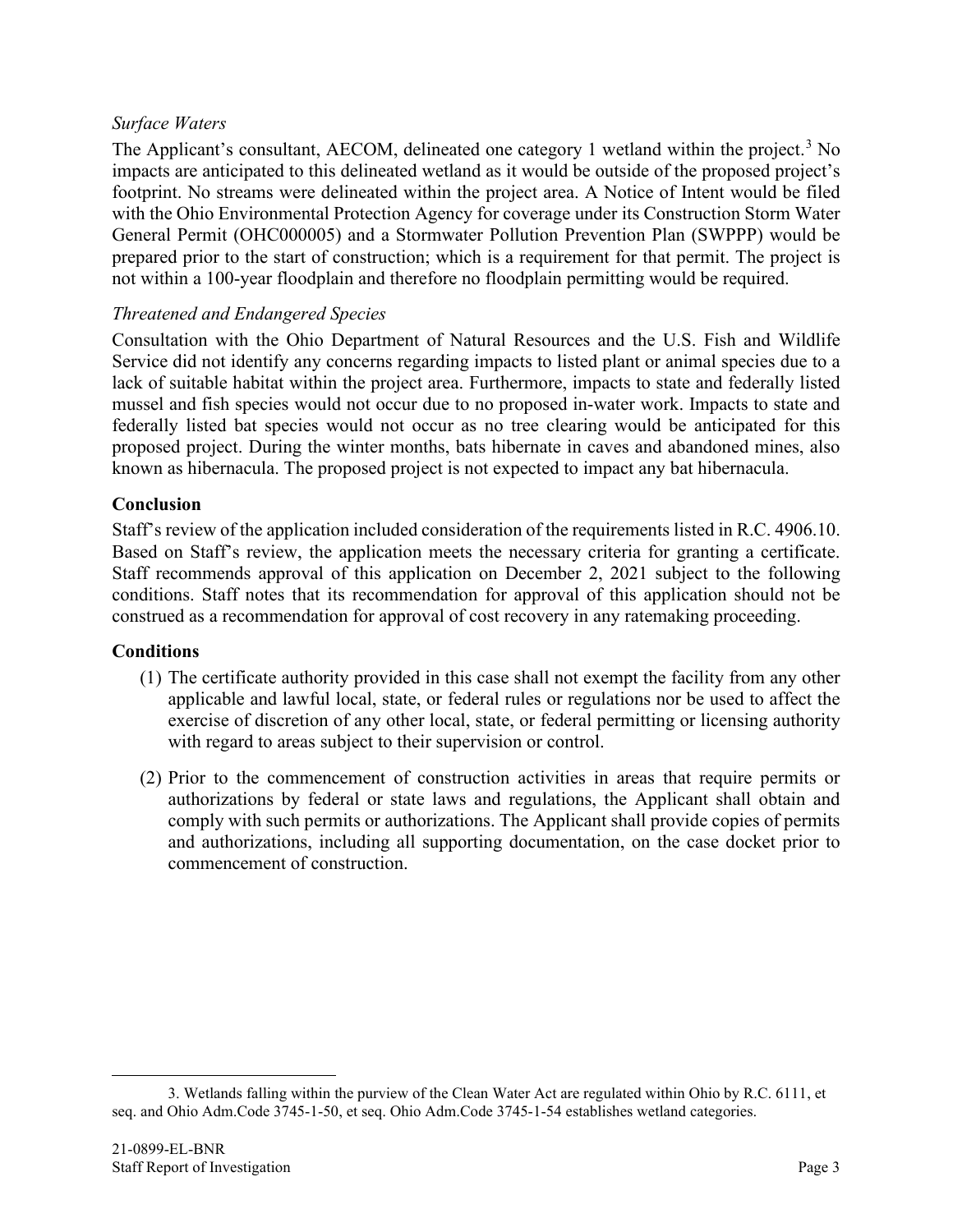*Surface Waters*

The Applicant's consultant, AECOM, delineated one category 1 wetland within the project.[3] No impacts are anticipated to this delineated wetland as it would be outside of the proposed project's footprint. No streams were delineated within the project area. A Notice of Intent would be filed with the Ohio Environmental Protection Agency for coverage under its Construction Storm Water General Permit (OHC000005) and a Stormwater Pollution Prevention Plan (SWPPP) would be prepared prior to the start of construction; which is a requirement for that permit. The project is not within a 100-year floodplain and therefore no floodplain permitting would be required.

*Threatened and Endangered Species*

Consultation with the Ohio Department of Natural Resources and the U.S. Fish and Wildlife Service did not identify any concerns regarding impacts to listed plant or animal species due to a lack of suitable habitat within the project area. Furthermore, impacts to state and federally listed mussel and fish species would not occur due to no proposed in-water work. Impacts to state and federally listed bat species would not occur as no tree clearing would be anticipated for this proposed project. During the winter months, bats hibernate in caves and abandoned mines, also known as hibernacula. The proposed project is not expected to impact any bat hibernacula.

**Conclusion**

Staff's review of the application included consideration of the requirements listed in R.C. 4906.10. Based on Staff's review, the application meets the necessary criteria for granting a certificate. Staff recommends approval of this application on December 2, 2021 subject to the following conditions. Staff notes that its recommendation for approval of this application should not be construed as a recommendation for approval of cost recovery in any ratemaking proceeding.

**Conditions**

(1) The certificate authority provided in this case shall not exempt the facility from any other applicable and lawful local, state, or federal rules or regulations nor be used to affect the exercise of discretion of any other local, state, or federal permitting or licensing authority with regard to areas subject to their supervision or control.

(2) Prior to the commencement of construction activities in areas that require permits or authorizations by federal or state laws and regulations, the Applicant shall obtain and comply with such permits or authorizations. The Applicant shall provide copies of permits and authorizations, including all supporting documentation, on the case docket prior to commencement of construction.

---

3. Wetlands falling within the purview of the Clean Water Act are regulated within Ohio by R.C. 6111, et seq. and Ohio Adm.Code 3745-1-50, et seq. Ohio Adm.Code 3745-1-54 establishes wetland categories.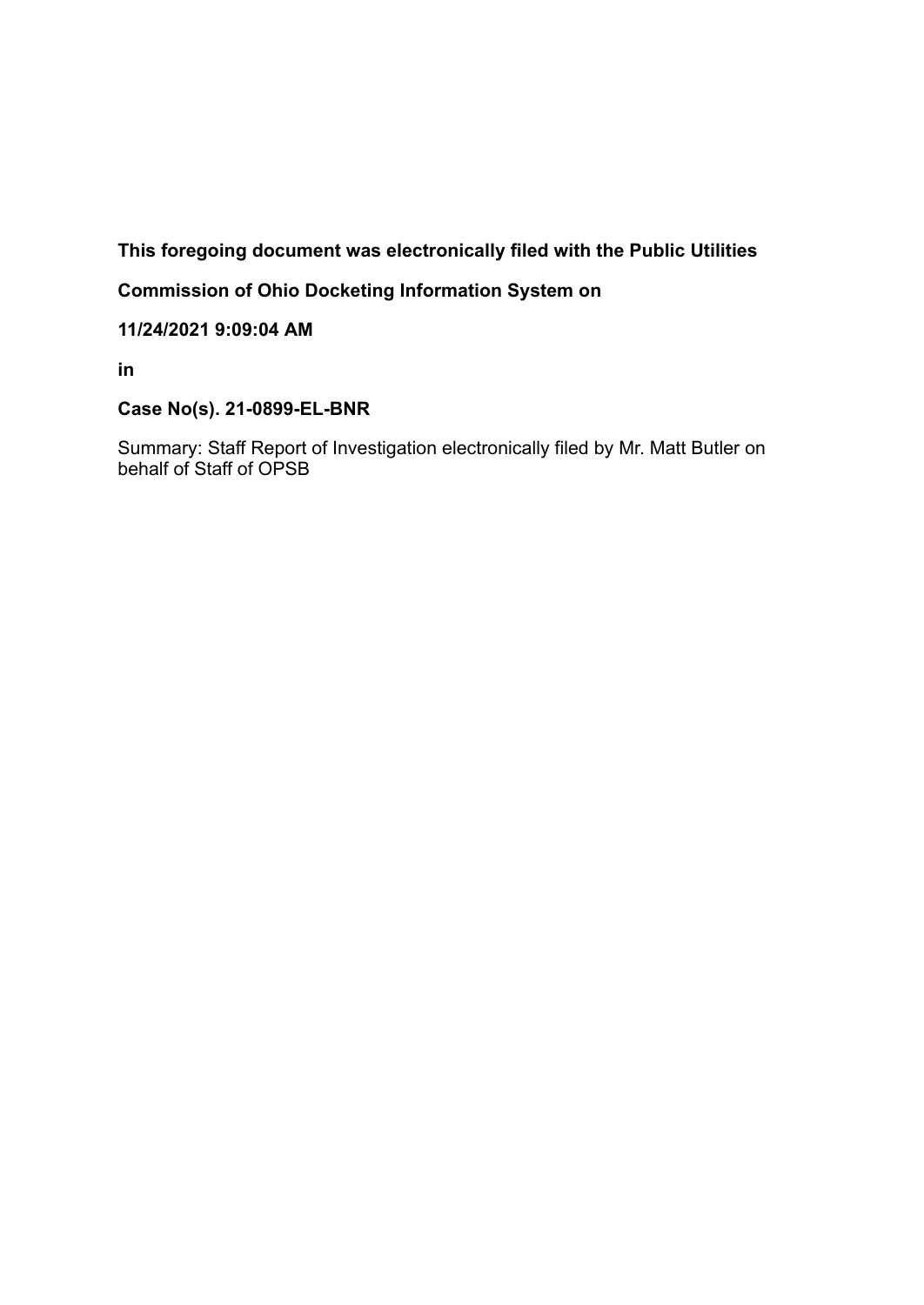**This foregoing document was electronically filed with the Public Utilities**

**Commission of Ohio Docketing Information System on**

**11/24/2021 9:09:04 AM**

**in**

**Case No(s). 21-0899-EL-BNR**

Summary: Staff Report of Investigation electronically filed by Mr. Matt Butler on behalf of Staff of OPSB